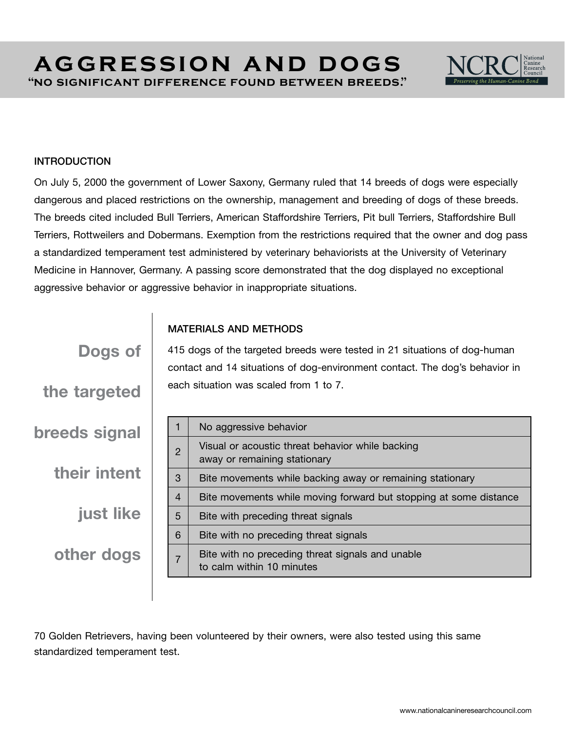# AGGRESSION AND DOGS

## "NO SIGNIFICANT DIFFERENCE FOUND BETWEEN BREEDS."

NCRC National Canine Research Council
*Preserving the Human-Canine Bond*

### INTRODUCTION

On July 5, 2000 the government of Lower Saxony, Germany ruled that 14 breeds of dogs were especially dangerous and placed restrictions on the ownership, management and breeding of dogs of these breeds. The breeds cited included Bull Terriers, American Staffordshire Terriers, Pit bull Terriers, Staffordshire Bull Terriers, Rottweilers and Dobermans. Exemption from the restrictions required that the owner and dog pass a standardized temperament test administered by veterinary behaviorists at the University of Veterinary Medicine in Hannover, Germany. A passing score demonstrated that the dog displayed no exceptional aggressive behavior or aggressive behavior in inappropriate situations.

**Dogs of the targeted breeds signal their intent just like other dogs**

### MATERIALS AND METHODS

415 dogs of the targeted breeds were tested in 21 situations of dog-human contact and 14 situations of dog-environment contact. The dog's behavior in each situation was scaled from 1 to 7.

| | |
|---|---|
| 1 | No aggressive behavior |
| 2 | Visual or acoustic threat behavior while backing away or remaining stationary |
| 3 | Bite movements while backing away or remaining stationary |
| 4 | Bite movements while moving forward but stopping at some distance |
| 5 | Bite with preceding threat signals |
| 6 | Bite with no preceding threat signals |
| 7 | Bite with no preceding threat signals and unable to calm within 10 minutes |

70 Golden Retrievers, having been volunteered by their owners, were also tested using this same standardized temperament test.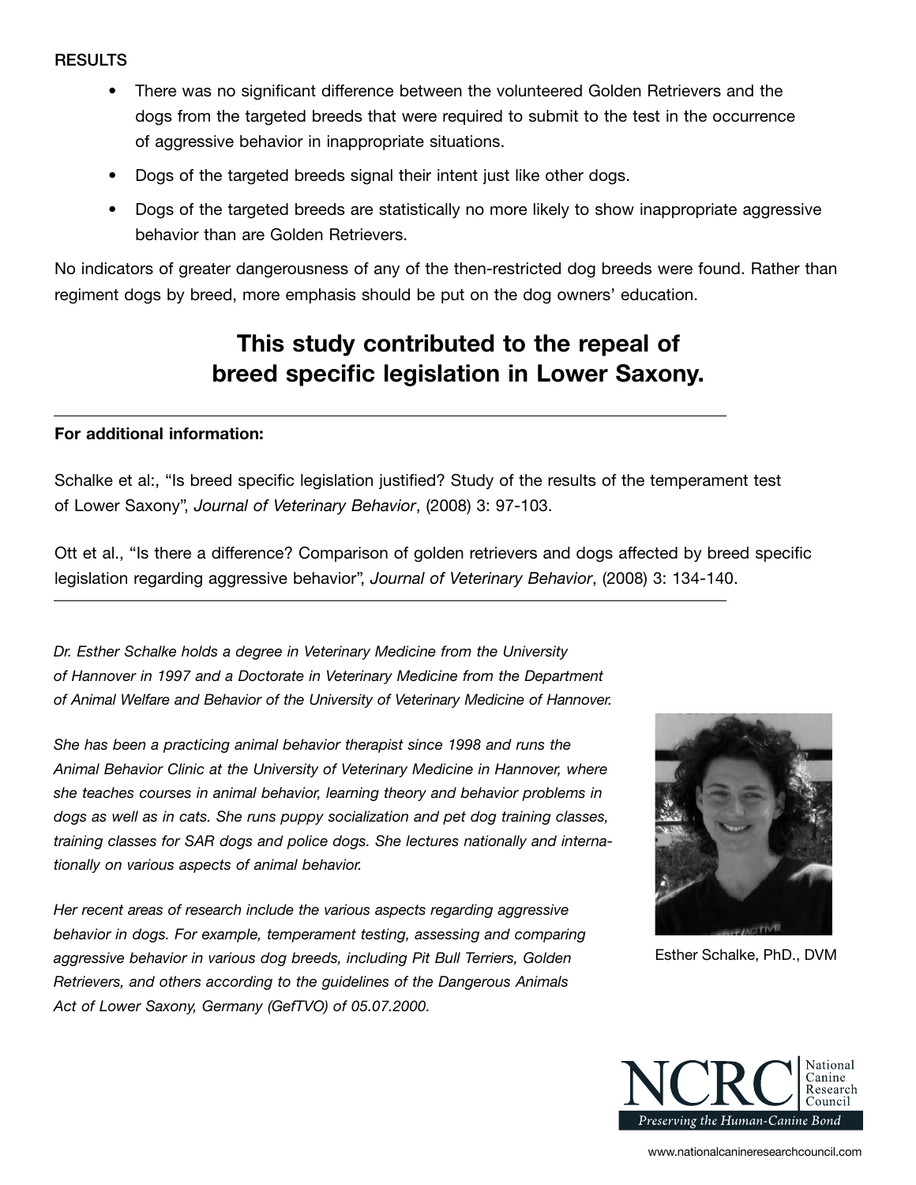**RESULTS**

- There was no significant difference between the volunteered Golden Retrievers and the dogs from the targeted breeds that were required to submit to the test in the occurrence of aggressive behavior in inappropriate situations.
- Dogs of the targeted breeds signal their intent just like other dogs.
- Dogs of the targeted breeds are statistically no more likely to show inappropriate aggressive behavior than are Golden Retrievers.

No indicators of greater dangerousness of any of the then-restricted dog breeds were found. Rather than regiment dogs by breed, more emphasis should be put on the dog owners' education.

## This study contributed to the repeal of breed specific legislation in Lower Saxony.

---

**For additional information:**

Schalke et al:, "Is breed specific legislation justified? Study of the results of the temperament test of Lower Saxony", *Journal of Veterinary Behavior*, (2008) 3: 97-103.

Ott et al., "Is there a difference? Comparison of golden retrievers and dogs affected by breed specific legislation regarding aggressive behavior", *Journal of Veterinary Behavior*, (2008) 3: 134-140.

---

*Dr. Esther Schalke holds a degree in Veterinary Medicine from the University of Hannover in 1997 and a Doctorate in Veterinary Medicine from the Department of Animal Welfare and Behavior of the University of Veterinary Medicine of Hannover.*

*She has been a practicing animal behavior therapist since 1998 and runs the Animal Behavior Clinic at the University of Veterinary Medicine in Hannover, where she teaches courses in animal behavior, learning theory and behavior problems in dogs as well as in cats. She runs puppy socialization and pet dog training classes, training classes for SAR dogs and police dogs. She lectures nationally and internationally on various aspects of animal behavior.*

*Her recent areas of research include the various aspects regarding aggressive behavior in dogs. For example, temperament testing, assessing and comparing aggressive behavior in various dog breeds, including Pit Bull Terriers, Golden Retrievers, and others according to the guidelines of the Dangerous Animals Act of Lower Saxony, Germany (GefTVO) of 05.07.2000.*

Esther Schalke, PhD., DVM

NCRC National Canine Research Council

Preserving the Human-Canine Bond

www.nationalcanineresearchcouncil.com